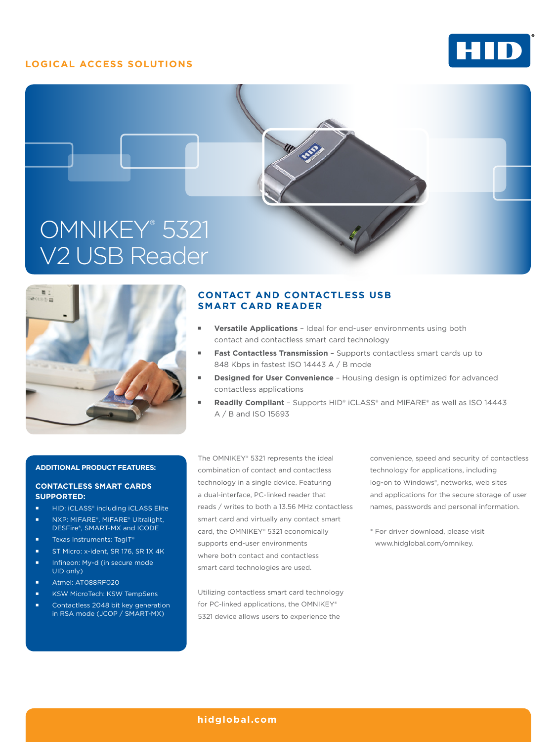LOGICAL ACCESS SOLUTIONS

# OMNIKEY® 5321 V2 USB Reader

## CONTACT AND CONTACTLESS USB SMART CARD READER

- **Versatile Applications** – Ideal for end-user environments using both contact and contactless smart card technology
- **Fast Contactless Transmission** – Supports contactless smart cards up to 848 Kbps in fastest ISO 14443 A / B mode
- **Designed for User Convenience** – Housing design is optimized for advanced contactless applications
- **Readily Compliant** – Supports HID® iCLASS® and MIFARE® as well as ISO 14443 A / B and ISO 15693

### ADDITIONAL PRODUCT FEATURES:

#### CONTACTLESS SMART CARDS SUPPORTED:

- HID: iCLASS® including iCLASS Elite
- NXP: MIFARE®, MIFARE® Ultralight, DESFire®, SMART-MX and ICODE
- Texas Instruments: TagIT®
- ST Micro: x-ident, SR 176, SR 1X 4K
- Infineon: My-d (in secure mode UID only)
- Atmel: AT088RF020
- KSW MicroTech: KSW TempSens
- Contactless 2048 bit key generation in RSA mode (JCOP / SMART-MX)

The OMNIKEY® 5321 represents the ideal combination of contact and contactless technology in a single device. Featuring a dual-interface, PC-linked reader that reads / writes to both a 13.56 MHz contactless smart card and virtually any contact smart card, the OMNIKEY® 5321 economically supports end-user environments where both contact and contactless smart card technologies are used.

Utilizing contactless smart card technology for PC-linked applications, the OMNIKEY® 5321 device allows users to experience the convenience, speed and security of contactless technology for applications, including log-on to Windows®, networks, web sites and applications for the secure storage of user names, passwords and personal information.

* For driver download, please visit www.hidglobal.com/omnikey.

hidglobal.com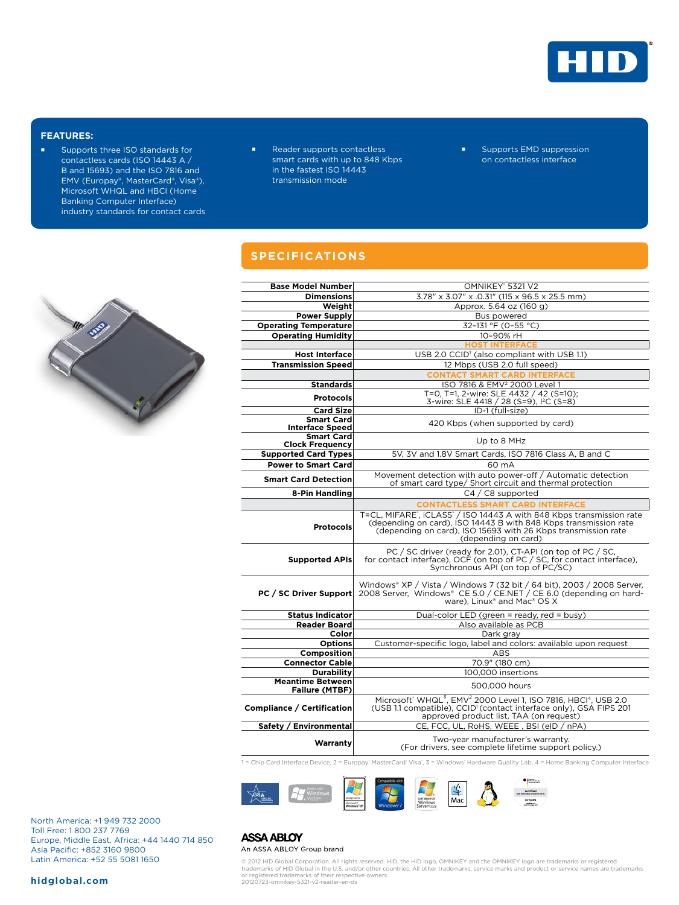## FEATURES:

- Supports three ISO standards for contactless cards (ISO 14443 A / B and 15693) and the ISO 7816 and EMV (Europay®, MasterCard®, Visa®), Microsoft WHQL and HBCI (Home Banking Computer Interface) industry standards for contact cards
- Reader supports contactless smart cards with up to 848 Kbps in the fastest ISO 14443 transmission mode
- Supports EMD suppression on contactless interface

## SPECIFICATIONS

| | |
|---|---|
| **Base Model Number** | OMNIKEY® 5321 V2 |
| **Dimensions** | 3.78" x 3.07" x .0.31" (115 x 96.5 x 25.5 mm) |
| **Weight** | Approx. 5.64 oz (160 g) |
| **Power Supply** | Bus powered |
| **Operating Temperature** | 32-131 °F (0-55 °C) |
| **Operating Humidity** | 10-90% rH |
| | **HOST INTERFACE** |
| **Host Interface** | USB 2.0 CCID[1] (also compliant with USB 1.1) |
| **Transmission Speed** | 12 Mbps (USB 2.0 full speed) |
| | **CONTACT SMART CARD INTERFACE** |
| **Standards** | ISO 7816 & EMV[2] 2000 Level 1 |
| **Protocols** | T=0, T=1, 2-wire: SLE 4432 / 42 (S=10); 3-wire: SLE 4418 / 28 (S=9), I²C (S=8) |
| **Card Size** | ID-1 (full-size) |
| **Smart Card Interface Speed** | 420 Kbps (when supported by card) |
| **Smart Card Clock Frequency** | Up to 8 MHz |
| **Supported Card Types** | 5V, 3V and 1.8V Smart Cards, ISO 7816 Class A, B and C |
| **Power to Smart Card** | 60 mA |
| **Smart Card Detection** | Movement detection with auto power-off / Automatic detection of smart card type/ Short circuit and thermal protection |
| **8-Pin Handling** | C4 / C8 supported |
| | **CONTACTLESS SMART CARD INTERFACE** |
| **Protocols** | T=CL, MIFARE®, iCLASS® / ISO 14443 A with 848 Kbps transmission rate (depending on card), ISO 14443 B with 848 Kbps transmission rate (depending on card), ISO 15693 with 26 Kbps transmission rate (depending on card) |
| **Supported APIs** | PC / SC driver (ready for 2.01), CT-API (on top of PC / SC, for contact interface), OCF (on top of PC / SC, for contact interface), Synchronous API (on top of PC/SC) |
| **PC / SC Driver Support** | Windows® XP / Vista / Windows 7 (32 bit / 64 bit), 2003 / 2008 Server, 2008 Server, Windows® CE 5.0 / CE.NET / CE 6.0 (depending on hardware), Linux® and Mac® OS X |
| **Status Indicator** | Dual-color LED (green = ready, red = busy) |
| **Reader Board** | Also available as PCB |
| **Color** | Dark gray |
| **Options** | Customer-specific logo, label and colors: available upon request |
| **Composition** | ABS |
| **Connector Cable** | 70.9" (180 cm) |
| **Durability** | 100,000 insertions |
| **Meantime Between Failure (MTBF)** | 500,000 hours |
| **Compliance / Certification** | Microsoft® WHQL[3], EMV[2] 2000 Level 1, ISO 7816, HBCI[4], USB 2.0 (USB 1.1 compatible), CCID[1] (contact interface only), GSA FIPS 201 approved product list, TAA (on request) |
| **Safety / Environmental** | CE, FCC, UL, RoHS, WEEE , BSI (eID / nPA) |
| **Warranty** | Two-year manufacturer's warranty. (For drivers, see complete lifetime support policy.) |

1 = Chip Card Interface Device, 2 = Europay® MasterCard® Visa®, 3 = Windows® Hardware Quality Lab, 4 = Home Banking Computer Interface

North America: +1 949 732 2000
Toll Free: 1 800 237 7769
Europe, Middle East, Africa: +44 1440 714 850
Asia Pacific: +852 3160 9800
Latin America: +52 55 5081 1650

**hidglobal.com**

ASSA ABLOY
An ASSA ABLOY Group brand

© 2012 HID Global Corporation. All rights reserved. HID, the HID logo, OMNIKEY and the OMNIKEY logo are trademarks or registered trademarks of HID Global in the U.S. and/or other countries. All other trademarks, service marks and product or service names are trademarks or registered trademarks of their respective owners.
20120723-omnikey-5321-v2-reader-en-ds